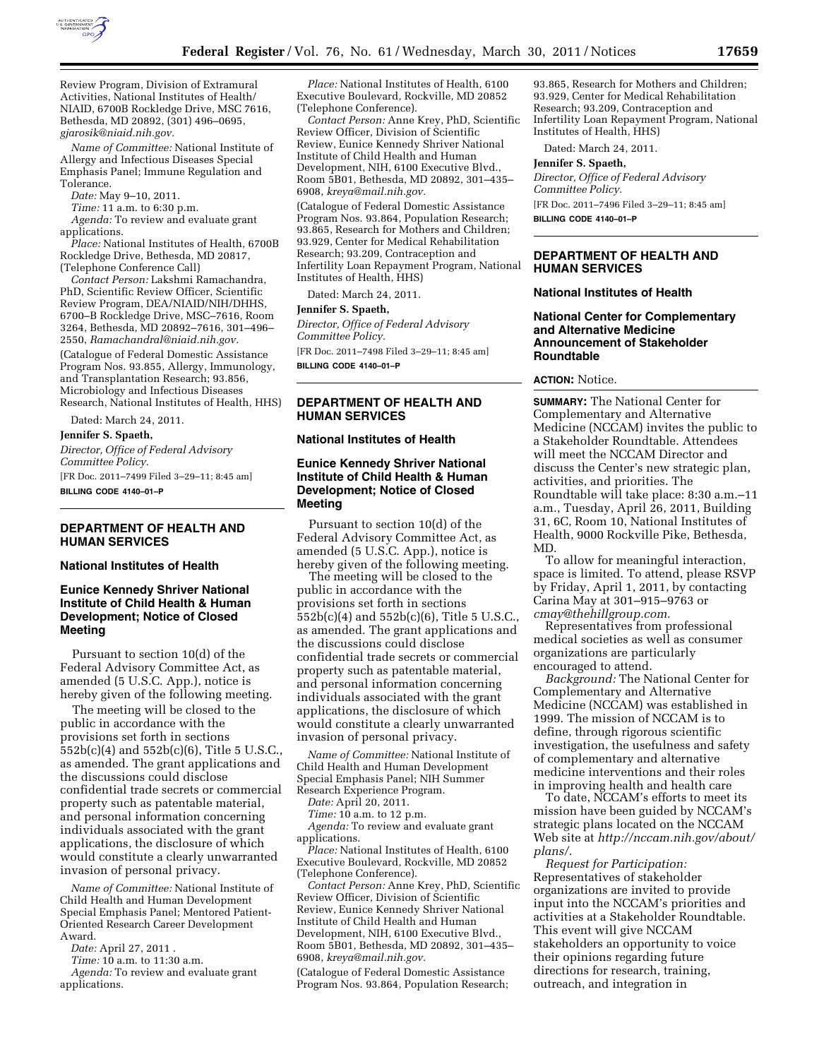Review Program, Division of Extramural Activities, National Institutes of Health/ NIAID, 6700B Rockledge Drive, MSC 7616, Bethesda, MD 20892, (301) 496–0695, *gjarosik@niaid.nih.gov.*

*Name of Committee:* National Institute of Allergy and Infectious Diseases Special Emphasis Panel; Immune Regulation and Tolerance.

*Date:* May 9–10, 2011.

*Time:* 11 a.m. to 6:30 p.m.

*Agenda:* To review and evaluate grant applications.

*Place:* National Institutes of Health, 6700B Rockledge Drive, Bethesda, MD 20817, (Telephone Conference Call)

*Contact Person:* Lakshmi Ramachandra, PhD, Scientific Review Officer, Scientific Review Program, DEA/NIAID/NIH/DHHS, 6700–B Rockledge Drive, MSC–7616, Room 3264, Bethesda, MD 20892–7616, 301–496–2550, *Ramachandral@niaid.nih.gov.*

(Catalogue of Federal Domestic Assistance Program Nos. 93.855, Allergy, Immunology, and Transplantation Research; 93.856, Microbiology and Infectious Diseases Research, National Institutes of Health, HHS)

Dated: March 24, 2011.

**Jennifer S. Spaeth,**

*Director, Office of Federal Advisory Committee Policy.*

[FR Doc. 2011–7499 Filed 3–29–11; 8:45 am]

**BILLING CODE 4140–01–P**

## DEPARTMENT OF HEALTH AND HUMAN SERVICES

### National Institutes of Health

### Eunice Kennedy Shriver National Institute of Child Health & Human Development; Notice of Closed Meeting

Pursuant to section 10(d) of the Federal Advisory Committee Act, as amended (5 U.S.C. App.), notice is hereby given of the following meeting.

The meeting will be closed to the public in accordance with the provisions set forth in sections 552b(c)(4) and 552b(c)(6), Title 5 U.S.C., as amended. The grant applications and the discussions could disclose confidential trade secrets or commercial property such as patentable material, and personal information concerning individuals associated with the grant applications, the disclosure of which would constitute a clearly unwarranted invasion of personal privacy.

*Name of Committee:* National Institute of Child Health and Human Development Special Emphasis Panel; Mentored Patient-Oriented Research Career Development Award.

*Date:* April 27, 2011 .

*Time:* 10 a.m. to 11:30 a.m.

*Agenda:* To review and evaluate grant applications.

*Place:* National Institutes of Health, 6100 Executive Boulevard, Rockville, MD 20852 (Telephone Conference).

*Contact Person:* Anne Krey, PhD, Scientific Review Officer, Division of Scientific Review, Eunice Kennedy Shriver National Institute of Child Health and Human Development, NIH, 6100 Executive Blvd., Room 5B01, Bethesda, MD 20892, 301–435–6908, *kreya@mail.nih.gov.*

(Catalogue of Federal Domestic Assistance Program Nos. 93.864, Population Research; 93.865, Research for Mothers and Children; 93.929, Center for Medical Rehabilitation Research; 93.209, Contraception and Infertility Loan Repayment Program, National Institutes of Health, HHS)

Dated: March 24, 2011.

**Jennifer S. Spaeth,**

*Director, Office of Federal Advisory Committee Policy.*

[FR Doc. 2011–7498 Filed 3–29–11; 8:45 am]

**BILLING CODE 4140–01–P**

## DEPARTMENT OF HEALTH AND HUMAN SERVICES

### National Institutes of Health

### Eunice Kennedy Shriver National Institute of Child Health & Human Development; Notice of Closed Meeting

Pursuant to section 10(d) of the Federal Advisory Committee Act, as amended (5 U.S.C. App.), notice is hereby given of the following meeting.

The meeting will be closed to the public in accordance with the provisions set forth in sections 552b(c)(4) and 552b(c)(6), Title 5 U.S.C., as amended. The grant applications and the discussions could disclose confidential trade secrets or commercial property such as patentable material, and personal information concerning individuals associated with the grant applications, the disclosure of which would constitute a clearly unwarranted invasion of personal privacy.

*Name of Committee:* National Institute of Child Health and Human Development Special Emphasis Panel; NIH Summer Research Experience Program.

*Date:* April 20, 2011.

*Time:* 10 a.m. to 12 p.m.

*Agenda:* To review and evaluate grant applications.

*Place:* National Institutes of Health, 6100 Executive Boulevard, Rockville, MD 20852 (Telephone Conference).

*Contact Person:* Anne Krey, PhD, Scientific Review Officer, Division of Scientific Review, Eunice Kennedy Shriver National Institute of Child Health and Human Development, NIH, 6100 Executive Blvd., Room 5B01, Bethesda, MD 20892, 301–435–6908, *kreya@mail.nih.gov.*

(Catalogue of Federal Domestic Assistance Program Nos. 93.864, Population Research; 93.865, Research for Mothers and Children; 93.929, Center for Medical Rehabilitation Research; 93.209, Contraception and Infertility Loan Repayment Program, National Institutes of Health, HHS)

Dated: March 24, 2011.

**Jennifer S. Spaeth,**

*Director, Office of Federal Advisory Committee Policy.*

[FR Doc. 2011–7496 Filed 3–29–11; 8:45 am]

**BILLING CODE 4140–01–P**

## DEPARTMENT OF HEALTH AND HUMAN SERVICES

### National Institutes of Health

### National Center for Complementary and Alternative Medicine Announcement of Stakeholder Roundtable

**ACTION:** Notice.

**SUMMARY:** The National Center for Complementary and Alternative Medicine (NCCAM) invites the public to a Stakeholder Roundtable. Attendees will meet the NCCAM Director and discuss the Center's new strategic plan, activities, and priorities. The Roundtable will take place: 8:30 a.m.–11 a.m., Tuesday, April 26, 2011, Building 31, 6C, Room 10, National Institutes of Health, 9000 Rockville Pike, Bethesda, MD.

To allow for meaningful interaction, space is limited. To attend, please RSVP by Friday, April 1, 2011, by contacting Carina May at 301–915–9763 or *cmay@thehillgroup.com.*

Representatives from professional medical societies as well as consumer organizations are particularly encouraged to attend.

*Background:* The National Center for Complementary and Alternative Medicine (NCCAM) was established in 1999. The mission of NCCAM is to define, through rigorous scientific investigation, the usefulness and safety of complementary and alternative medicine interventions and their roles in improving health and health care

To date, NCCAM's efforts to meet its mission have been guided by NCCAM's strategic plans located on the NCCAM Web site at *http://nccam.nih.gov/about/plans/.*

*Request for Participation:* Representatives of stakeholder organizations are invited to provide input into the NCCAM's priorities and activities at a Stakeholder Roundtable. This event will give NCCAM stakeholders an opportunity to voice their opinions regarding future directions for research, training, outreach, and integration in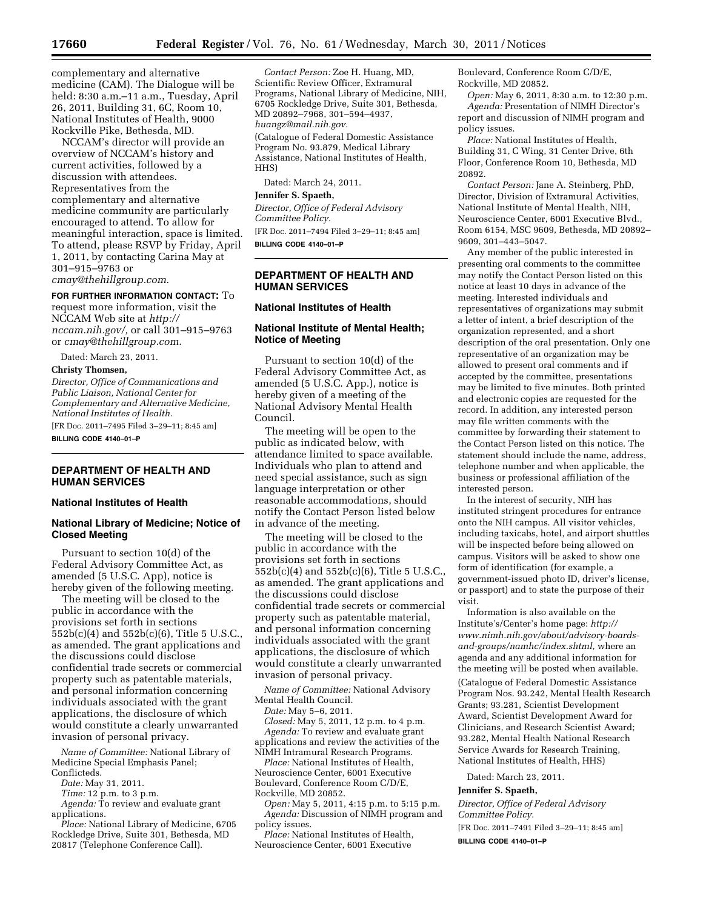complementary and alternative medicine (CAM). The Dialogue will be held: 8:30 a.m.–11 a.m., Tuesday, April 26, 2011, Building 31, 6C, Room 10, National Institutes of Health, 9000 Rockville Pike, Bethesda, MD.

NCCAM's director will provide an overview of NCCAM's history and current activities, followed by a discussion with attendees. Representatives from the complementary and alternative medicine community are particularly encouraged to attend. To allow for meaningful interaction, space is limited. To attend, please RSVP by Friday, April 1, 2011, by contacting Carina May at 301–915–9763 or *cmay@thehillgroup.com.*

**FOR FURTHER INFORMATION CONTACT:** To request more information, visit the NCCAM Web site at *http://nccam.nih.gov/,* or call 301–915–9763 or *cmay@thehillgroup.com.*

Dated: March 23, 2011.

**Christy Thomsen,**

*Director, Office of Communications and Public Liaison, National Center for Complementary and Alternative Medicine, National Institutes of Health.*

[FR Doc. 2011–7495 Filed 3–29–11; 8:45 am]

**BILLING CODE 4140–01–P**

## DEPARTMENT OF HEALTH AND HUMAN SERVICES

### National Institutes of Health

### National Library of Medicine; Notice of Closed Meeting

Pursuant to section 10(d) of the Federal Advisory Committee Act, as amended (5 U.S.C. App), notice is hereby given of the following meeting.

The meeting will be closed to the public in accordance with the provisions set forth in sections 552b(c)(4) and 552b(c)(6), Title 5 U.S.C., as amended. The grant applications and the discussions could disclose confidential trade secrets or commercial property such as patentable materials, and personal information concerning individuals associated with the grant applications, the disclosure of which would constitute a clearly unwarranted invasion of personal privacy.

*Name of Committee:* National Library of Medicine Special Emphasis Panel; Conflicteds.

*Date:* May 31, 2011.

*Time:* 12 p.m. to 3 p.m.

*Agenda:* To review and evaluate grant applications.

*Place:* National Library of Medicine, 6705 Rockledge Drive, Suite 301, Bethesda, MD 20817 (Telephone Conference Call).

*Contact Person:* Zoe H. Huang, MD, Scientific Review Officer, Extramural Programs, National Library of Medicine, NIH, 6705 Rockledge Drive, Suite 301, Bethesda, MD 20892–7968, 301–594–4937, *huangz@mail.nih.gov.*

(Catalogue of Federal Domestic Assistance Program No. 93.879, Medical Library Assistance, National Institutes of Health, HHS)

Dated: March 24, 2011.

**Jennifer S. Spaeth,**

*Director, Office of Federal Advisory Committee Policy.*

[FR Doc. 2011–7494 Filed 3–29–11; 8:45 am]

**BILLING CODE 4140–01–P**

## DEPARTMENT OF HEALTH AND HUMAN SERVICES

### National Institutes of Health

### National Institute of Mental Health; Notice of Meeting

Pursuant to section 10(d) of the Federal Advisory Committee Act, as amended (5 U.S.C. App.), notice is hereby given of a meeting of the National Advisory Mental Health Council.

The meeting will be open to the public as indicated below, with attendance limited to space available. Individuals who plan to attend and need special assistance, such as sign language interpretation or other reasonable accommodations, should notify the Contact Person listed below in advance of the meeting.

The meeting will be closed to the public in accordance with the provisions set forth in sections 552b(c)(4) and 552b(c)(6), Title 5 U.S.C., as amended. The grant applications and the discussions could disclose confidential trade secrets or commercial property such as patentable material, and personal information concerning individuals associated with the grant applications, the disclosure of which would constitute a clearly unwarranted invasion of personal privacy.

*Name of Committee:* National Advisory Mental Health Council.

*Date:* May 5–6, 2011.

*Closed:* May 5, 2011, 12 p.m. to 4 p.m.

*Agenda:* To review and evaluate grant applications and review the activities of the NIMH Intramural Research Programs.

*Place:* National Institutes of Health, Neuroscience Center, 6001 Executive Boulevard, Conference Room C/D/E, Rockville, MD 20852.

*Open:* May 5, 2011, 4:15 p.m. to 5:15 p.m.

*Agenda:* Discussion of NIMH program and policy issues.

*Place:* National Institutes of Health, Neuroscience Center, 6001 Executive Boulevard, Conference Room C/D/E, Rockville, MD 20852.

*Open:* May 6, 2011, 8:30 a.m. to 12:30 p.m.

*Agenda:* Presentation of NIMH Director's report and discussion of NIMH program and policy issues.

*Place:* National Institutes of Health, Building 31, C Wing, 31 Center Drive, 6th Floor, Conference Room 10, Bethesda, MD 20892.

*Contact Person:* Jane A. Steinberg, PhD, Director, Division of Extramural Activities, National Institute of Mental Health, NIH, Neuroscience Center, 6001 Executive Blvd., Room 6154, MSC 9609, Bethesda, MD 20892–9609, 301–443–5047.

Any member of the public interested in presenting oral comments to the committee may notify the Contact Person listed on this notice at least 10 days in advance of the meeting. Interested individuals and representatives of organizations may submit a letter of intent, a brief description of the organization represented, and a short description of the oral presentation. Only one representative of an organization may be allowed to present oral comments and if accepted by the committee, presentations may be limited to five minutes. Both printed and electronic copies are requested for the record. In addition, any interested person may file written comments with the committee by forwarding their statement to the Contact Person listed on this notice. The statement should include the name, address, telephone number and when applicable, the business or professional affiliation of the interested person.

In the interest of security, NIH has instituted stringent procedures for entrance onto the NIH campus. All visitor vehicles, including taxicabs, hotel, and airport shuttles will be inspected before being allowed on campus. Visitors will be asked to show one form of identification (for example, a government-issued photo ID, driver's license, or passport) and to state the purpose of their visit.

Information is also available on the Institute's/Center's home page: *http://www.nimh.nih.gov/about/advisory-boards-and-groups/namhc/index.shtml,* where an agenda and any additional information for the meeting will be posted when available.

(Catalogue of Federal Domestic Assistance Program Nos. 93.242, Mental Health Research Grants; 93.281, Scientist Development Award, Scientist Development Award for Clinicians, and Research Scientist Award; 93.282, Mental Health National Research Service Awards for Research Training, National Institutes of Health, HHS)

Dated: March 23, 2011.

**Jennifer S. Spaeth,**

*Director, Office of Federal Advisory Committee Policy.*

[FR Doc. 2011–7491 Filed 3–29–11; 8:45 am]

**BILLING CODE 4140–01–P**